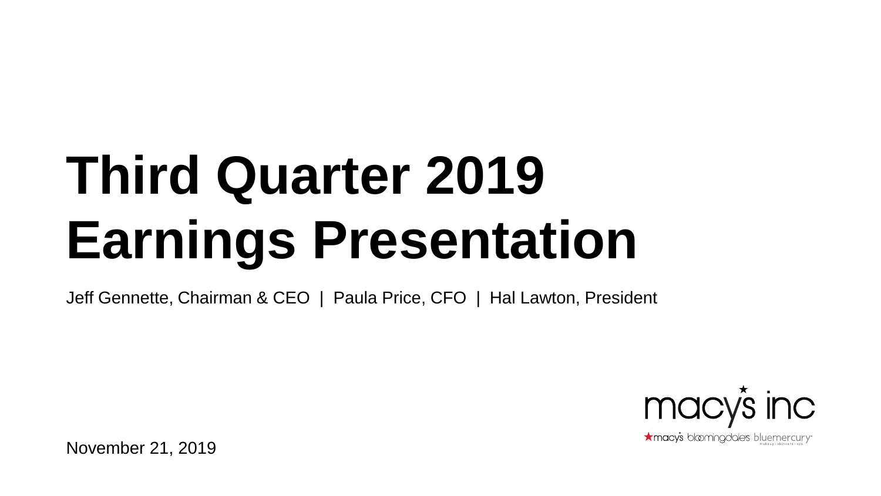# Third Quarter 2019 Earnings Presentation

Jeff Gennette, Chairman & CEO | Paula Price, CFO | Hal Lawton, President

macy's inc

macy's bloomingdale's bluemercury

November 21, 2019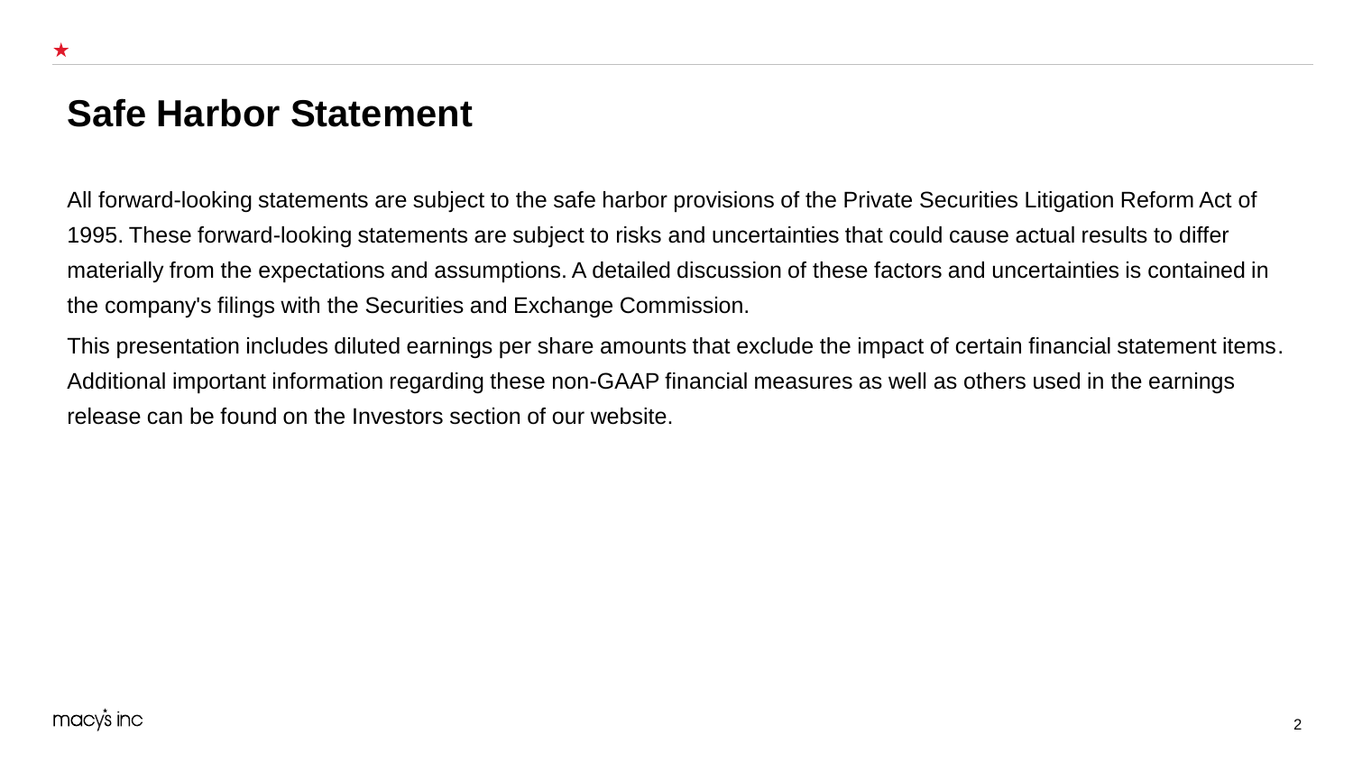# Safe Harbor Statement

All forward-looking statements are subject to the safe harbor provisions of the Private Securities Litigation Reform Act of 1995. These forward-looking statements are subject to risks and uncertainties that could cause actual results to differ materially from the expectations and assumptions. A detailed discussion of these factors and uncertainties is contained in the company's filings with the Securities and Exchange Commission.

This presentation includes diluted earnings per share amounts that exclude the impact of certain financial statement items. Additional important information regarding these non-GAAP financial measures as well as others used in the earnings release can be found on the Investors section of our website.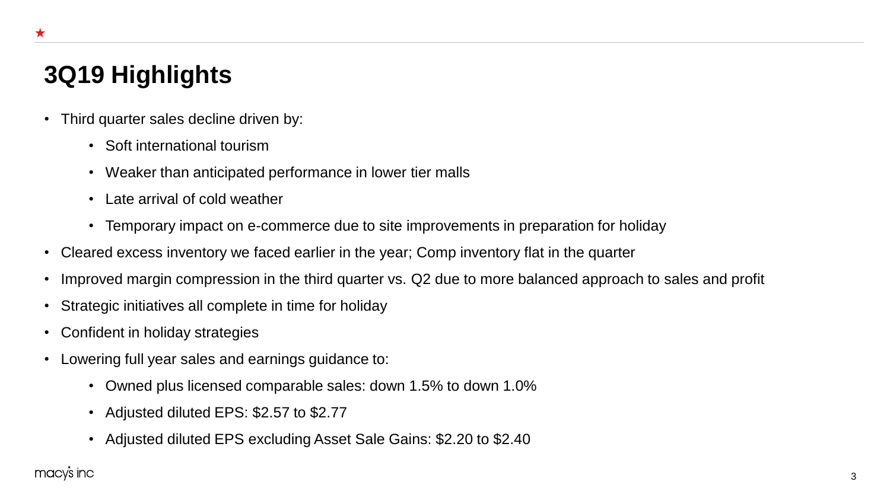# 3Q19 Highlights

- Third quarter sales decline driven by:
  - Soft international tourism
  - Weaker than anticipated performance in lower tier malls
  - Late arrival of cold weather
  - Temporary impact on e-commerce due to site improvements in preparation for holiday
- Cleared excess inventory we faced earlier in the year; Comp inventory flat in the quarter
- Improved margin compression in the third quarter vs. Q2 due to more balanced approach to sales and profit
- Strategic initiatives all complete in time for holiday
- Confident in holiday strategies
- Lowering full year sales and earnings guidance to:
  - Owned plus licensed comparable sales: down 1.5% to down 1.0%
  - Adjusted diluted EPS: $2.57 to $2.77
  - Adjusted diluted EPS excluding Asset Sale Gains: $2.20 to $2.40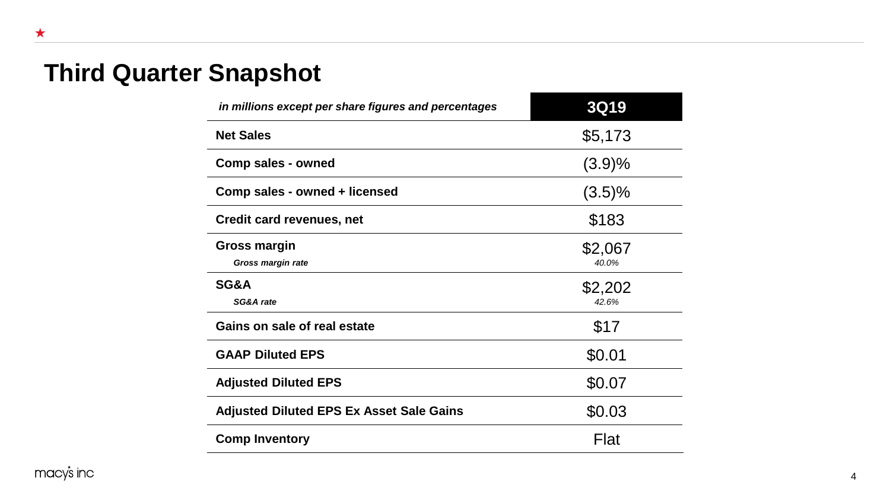# Third Quarter Snapshot

| *in millions except per share figures and percentages* | 3Q19 |
|---|---|
| **Net Sales** | $5,173 |
| **Comp sales - owned** | (3.9)% |
| **Comp sales - owned + licensed** | (3.5)% |
| **Credit card revenues, net** | $183 |
| **Gross margin** | $2,067 |
| ***Gross margin rate*** | *40.0%* |
| **SG&A** | $2,202 |
| ***SG&A rate*** | *42.6%* |
| **Gains on sale of real estate** | $17 |
| **GAAP Diluted EPS** | $0.01 |
| **Adjusted Diluted EPS** | $0.07 |
| **Adjusted Diluted EPS Ex Asset Sale Gains** | $0.03 |
| **Comp Inventory** | Flat |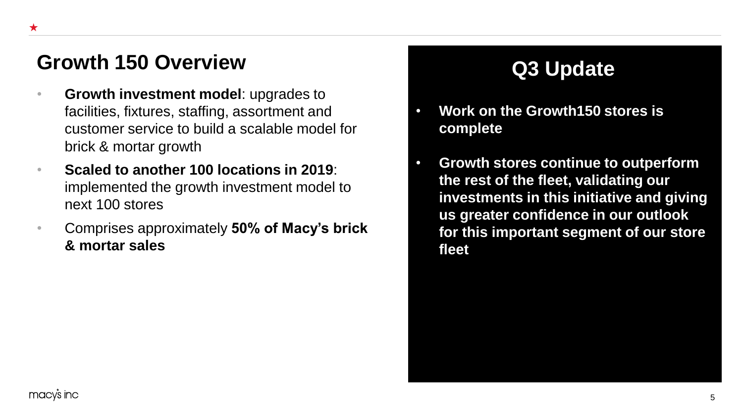## Growth 150 Overview

- **Growth investment model**: upgrades to facilities, fixtures, staffing, assortment and customer service to build a scalable model for brick & mortar growth
- **Scaled to another 100 locations in 2019**: implemented the growth investment model to next 100 stores
- Comprises approximately **50% of Macy's brick & mortar sales**

## Q3 Update

- **Work on the Growth150 stores is complete**
- **Growth stores continue to outperform the rest of the fleet, validating our investments in this initiative and giving us greater confidence in our outlook for this important segment of our store fleet**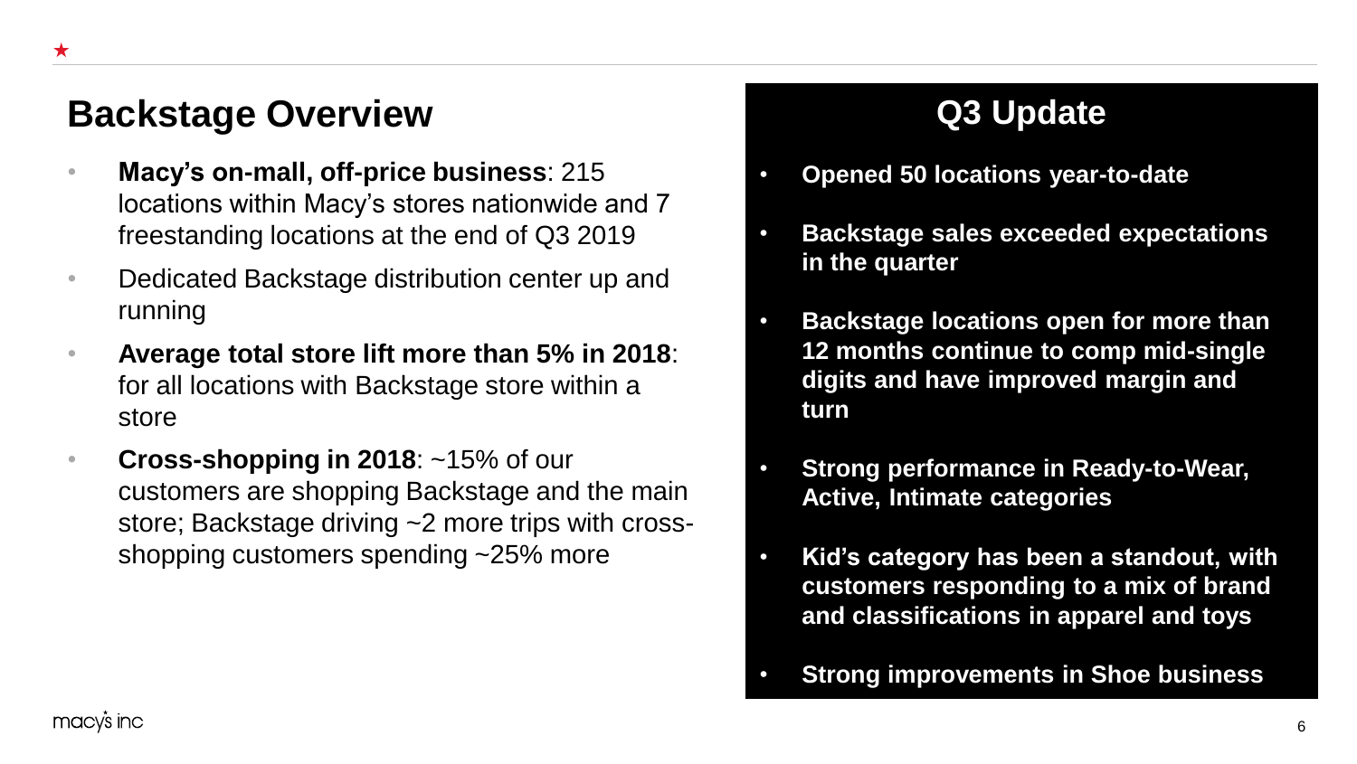## Backstage Overview

- **Macy's on-mall, off-price business**: 215 locations within Macy's stores nationwide and 7 freestanding locations at the end of Q3 2019
- Dedicated Backstage distribution center up and running
- **Average total store lift more than 5% in 2018**: for all locations with Backstage store within a store
- **Cross-shopping in 2018**: ~15% of our customers are shopping Backstage and the main store; Backstage driving ~2 more trips with cross-shopping customers spending ~25% more

## Q3 Update

- **Opened 50 locations year-to-date**
- **Backstage sales exceeded expectations in the quarter**
- **Backstage locations open for more than 12 months continue to comp mid-single digits and have improved margin and turn**
- **Strong performance in Ready-to-Wear, Active, Intimate categories**
- **Kid's category has been a standout, with customers responding to a mix of brand and classifications in apparel and toys**
- **Strong improvements in Shoe business**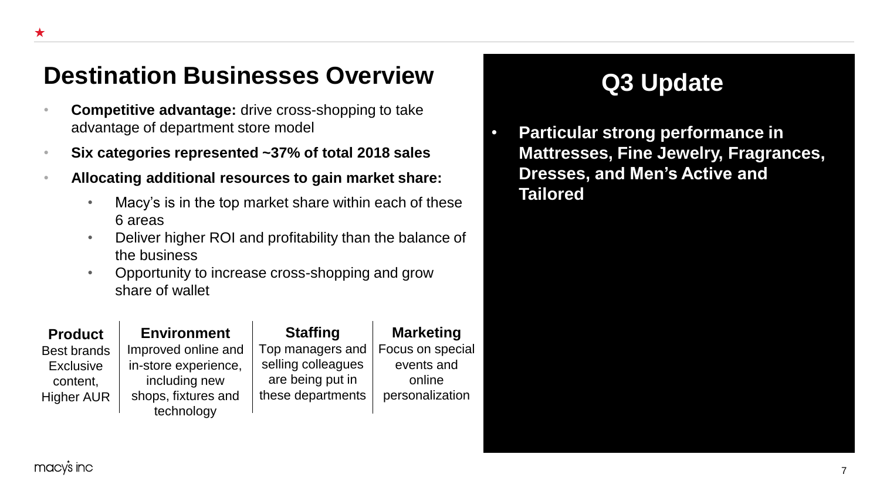# Destination Businesses Overview

- **Competitive advantage:** drive cross-shopping to take advantage of department store model
- **Six categories represented ~37% of total 2018 sales**
- **Allocating additional resources to gain market share:**
  - Macy's is in the top market share within each of these 6 areas
  - Deliver higher ROI and profitability than the balance of the business
  - Opportunity to increase cross-shopping and grow share of wallet

| Product | Environment | Staffing | Marketing |
|---|---|---|---|
| Best brands Exclusive content, Higher AUR | Improved online and in-store experience, including new shops, fixtures and technology | Top managers and selling colleagues are being put in these departments | Focus on special events and online personalization |

## Q3 Update

- **Particular strong performance in Mattresses, Fine Jewelry, Fragrances, Dresses, and Men's Active and Tailored**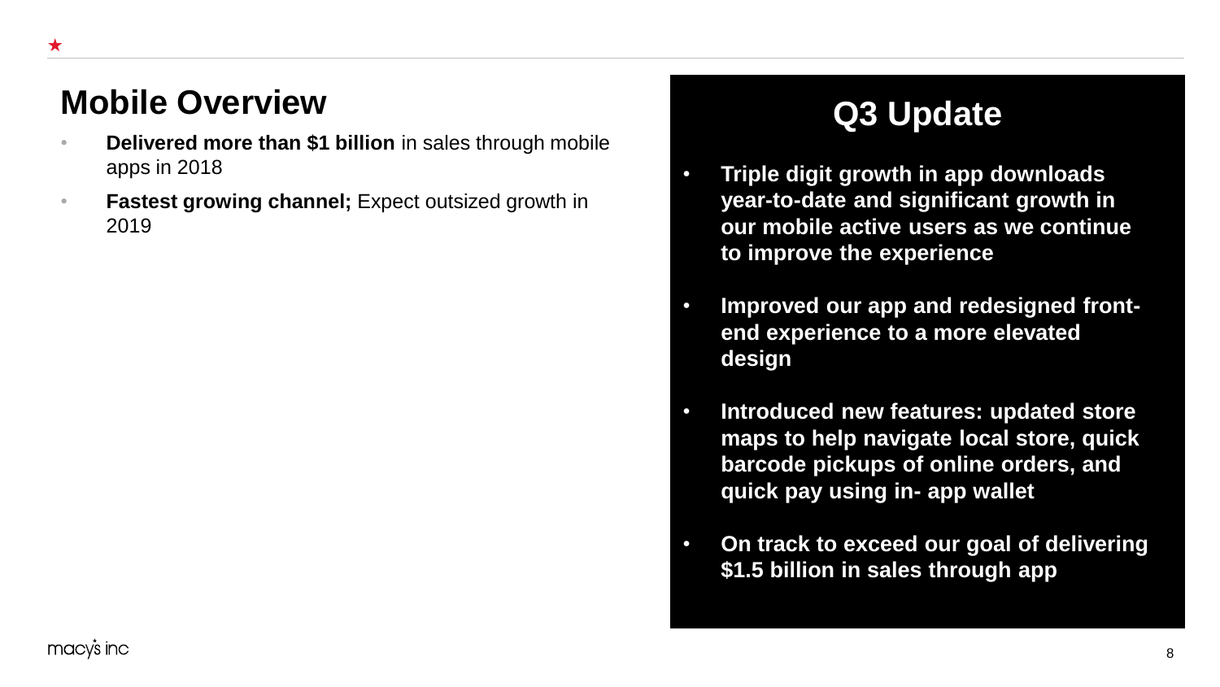## Mobile Overview

- **Delivered more than $1 billion** in sales through mobile apps in 2018
- **Fastest growing channel;** Expect outsized growth in 2019

## Q3 Update

- **Triple digit growth in app downloads year-to-date and significant growth in our mobile active users as we continue to improve the experience**
- **Improved our app and redesigned front-end experience to a more elevated design**
- **Introduced new features: updated store maps to help navigate local store, quick barcode pickups of online orders, and quick pay using in- app wallet**
- **On track to exceed our goal of delivering $1.5 billion in sales through app**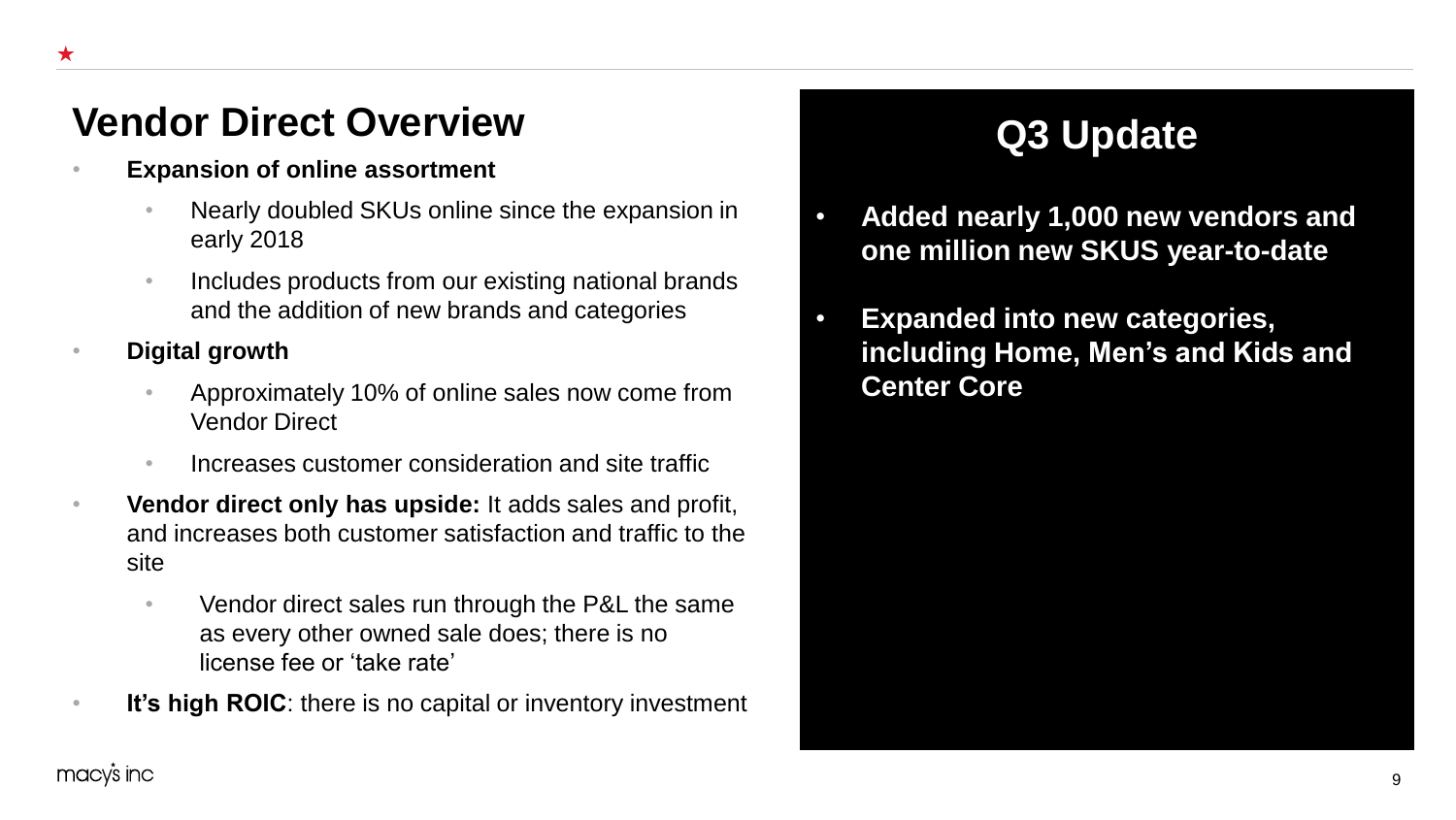# Vendor Direct Overview

- **Expansion of online assortment**
  - Nearly doubled SKUs online since the expansion in early 2018
  - Includes products from our existing national brands and the addition of new brands and categories
- **Digital growth**
  - Approximately 10% of online sales now come from Vendor Direct
  - Increases customer consideration and site traffic
- **Vendor direct only has upside:** It adds sales and profit, and increases both customer satisfaction and traffic to the site
  - Vendor direct sales run through the P&L the same as every other owned sale does; there is no license fee or 'take rate'
- **It's high ROIC**: there is no capital or inventory investment

## Q3 Update

- **Added nearly 1,000 new vendors and one million new SKUS year-to-date**
- **Expanded into new categories, including Home, Men's and Kids and Center Core**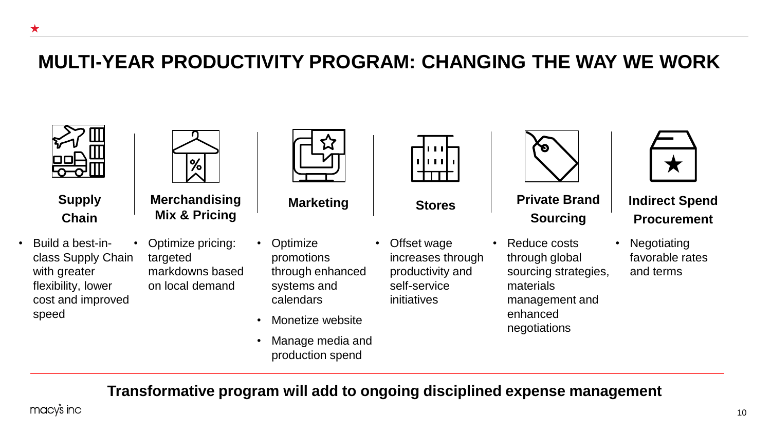# MULTI-YEAR PRODUCTIVITY PROGRAM: CHANGING THE WAY WE WORK

### Supply Chain

- Build a best-in-class Supply Chain with greater flexibility, lower cost and improved speed

### Merchandising Mix & Pricing

- Optimize pricing: targeted markdowns based on local demand

### Marketing

- Optimize promotions through enhanced systems and calendars
- Monetize website
- Manage media and production spend

### Stores

- Offset wage increases through productivity and self-service initiatives

### Private Brand Sourcing

- Reduce costs through global sourcing strategies, materials management and enhanced negotiations

### Indirect Spend Procurement

- Negotiating favorable rates and terms

**Transformative program will add to ongoing disciplined expense management**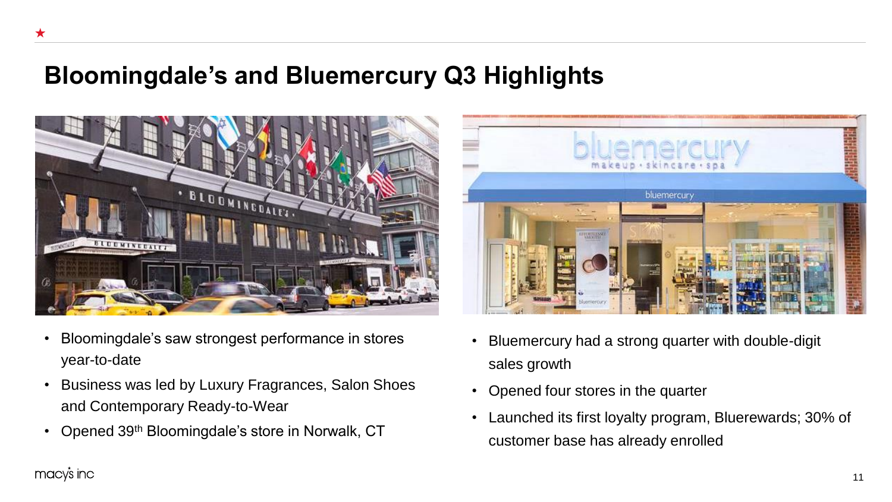# Bloomingdale's and Bluemercury Q3 Highlights

- Bloomingdale's saw strongest performance in stores year-to-date
- Business was led by Luxury Fragrances, Salon Shoes and Contemporary Ready-to-Wear
- Opened 39th Bloomingdale's store in Norwalk, CT

- Bluemercury had a strong quarter with double-digit sales growth
- Opened four stores in the quarter
- Launched its first loyalty program, Bluerewards; 30% of customer base has already enrolled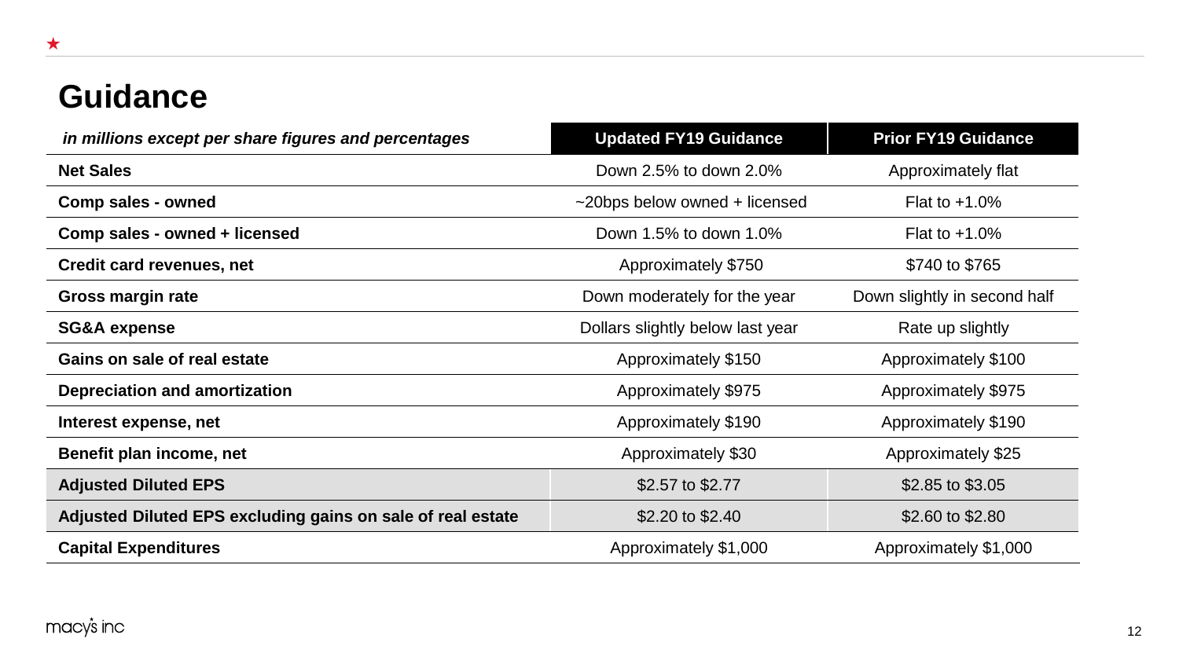# Guidance

| *in millions except per share figures and percentages* | Updated FY19 Guidance | Prior FY19 Guidance |
|---|---|---|
| **Net Sales** | Down 2.5% to down 2.0% | Approximately flat |
| **Comp sales - owned** | ~20bps below owned + licensed | Flat to +1.0% |
| **Comp sales - owned + licensed** | Down 1.5% to down 1.0% | Flat to +1.0% |
| **Credit card revenues, net** | Approximately $750 | $740 to $765 |
| **Gross margin rate** | Down moderately for the year | Down slightly in second half |
| **SG&A expense** | Dollars slightly below last year | Rate up slightly |
| **Gains on sale of real estate** | Approximately $150 | Approximately $100 |
| **Depreciation and amortization** | Approximately $975 | Approximately $975 |
| **Interest expense, net** | Approximately $190 | Approximately $190 |
| **Benefit plan income, net** | Approximately $30 | Approximately $25 |
| **Adjusted Diluted EPS** | $2.57 to $2.77 | $2.85 to $3.05 |
| **Adjusted Diluted EPS excluding gains on sale of real estate** | $2.20 to $2.40 | $2.60 to $2.80 |
| **Capital Expenditures** | Approximately $1,000 | Approximately $1,000 |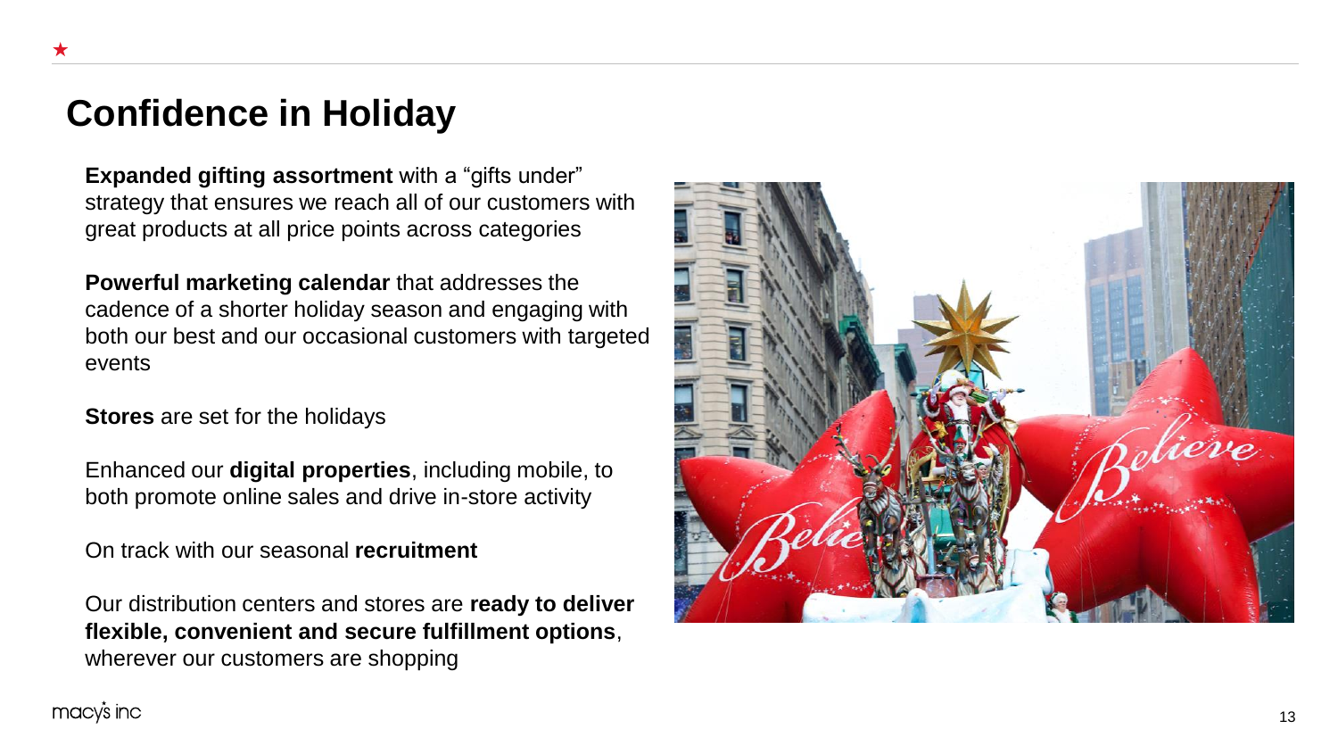# Confidence in Holiday

**Expanded gifting assortment** with a "gifts under" strategy that ensures we reach all of our customers with great products at all price points across categories

**Powerful marketing calendar** that addresses the cadence of a shorter holiday season and engaging with both our best and our occasional customers with targeted events

**Stores** are set for the holidays

Enhanced our **digital properties**, including mobile, to both promote online sales and drive in-store activity

On track with our seasonal **recruitment**

Our distribution centers and stores are **ready to deliver flexible, convenient and secure fulfillment options**, wherever our customers are shopping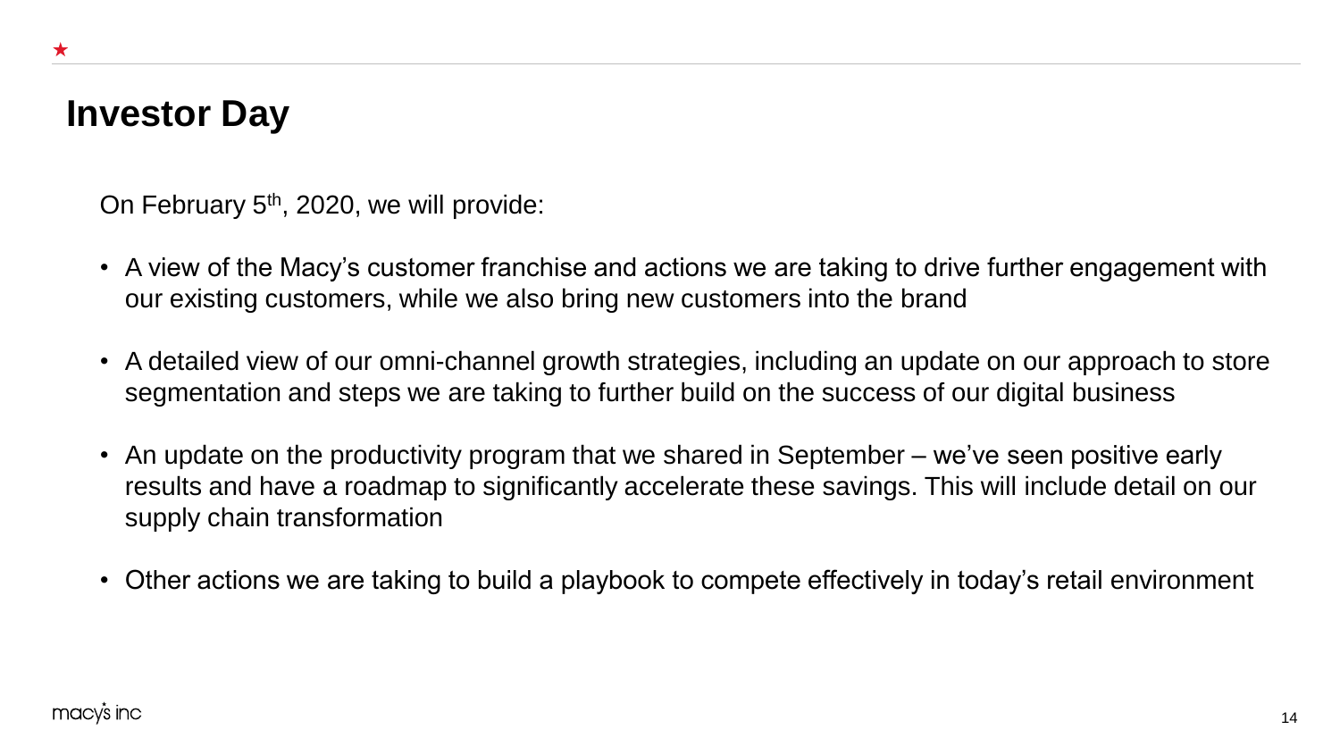# Investor Day

On February 5th, 2020, we will provide:

- A view of the Macy's customer franchise and actions we are taking to drive further engagement with our existing customers, while we also bring new customers into the brand
- A detailed view of our omni-channel growth strategies, including an update on our approach to store segmentation and steps we are taking to further build on the success of our digital business
- An update on the productivity program that we shared in September – we've seen positive early results and have a roadmap to significantly accelerate these savings. This will include detail on our supply chain transformation
- Other actions we are taking to build a playbook to compete effectively in today's retail environment